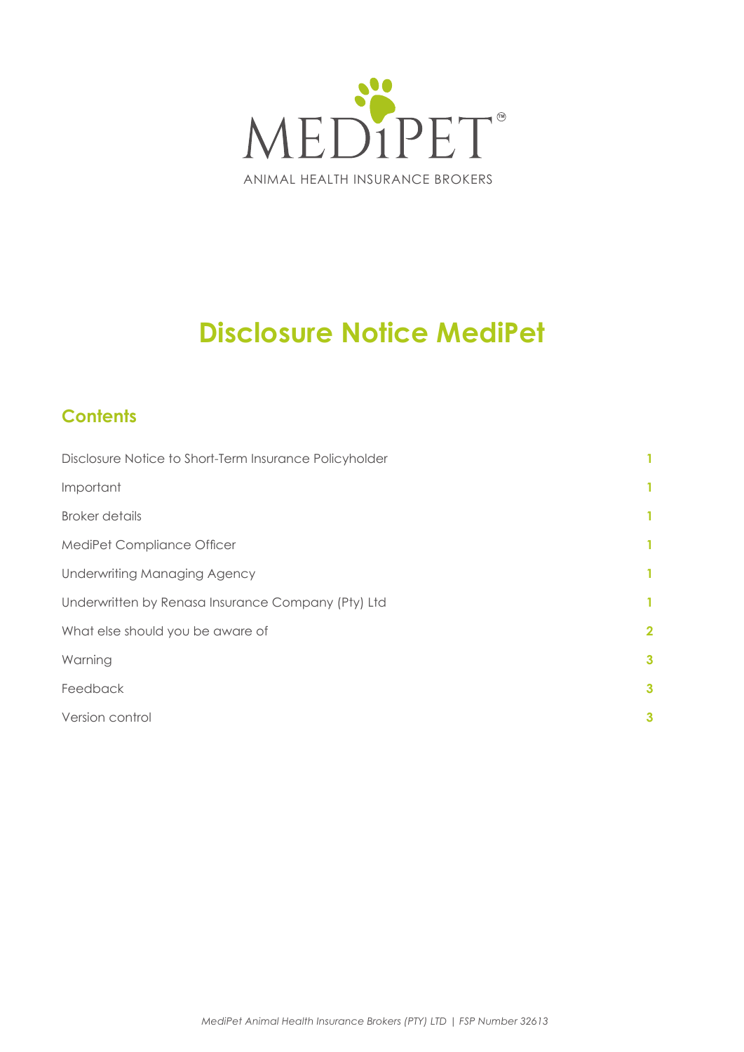MEDiPET

ANIMAL HEALTH INSURANCE BROKERS

# Disclosure Notice MediPet

## Contents

| | |
|---|---|
| Disclosure Notice to Short-Term Insurance Policyholder | 1 |
| Important | 1 |
| Broker details | 1 |
| MediPet Compliance Officer | 1 |
| Underwriting Managing Agency | 1 |
| Underwritten by Renasa Insurance Company (Pty) Ltd | 1 |
| What else should you be aware of | 2 |
| Warning | 3 |
| Feedback | 3 |
| Version control | 3 |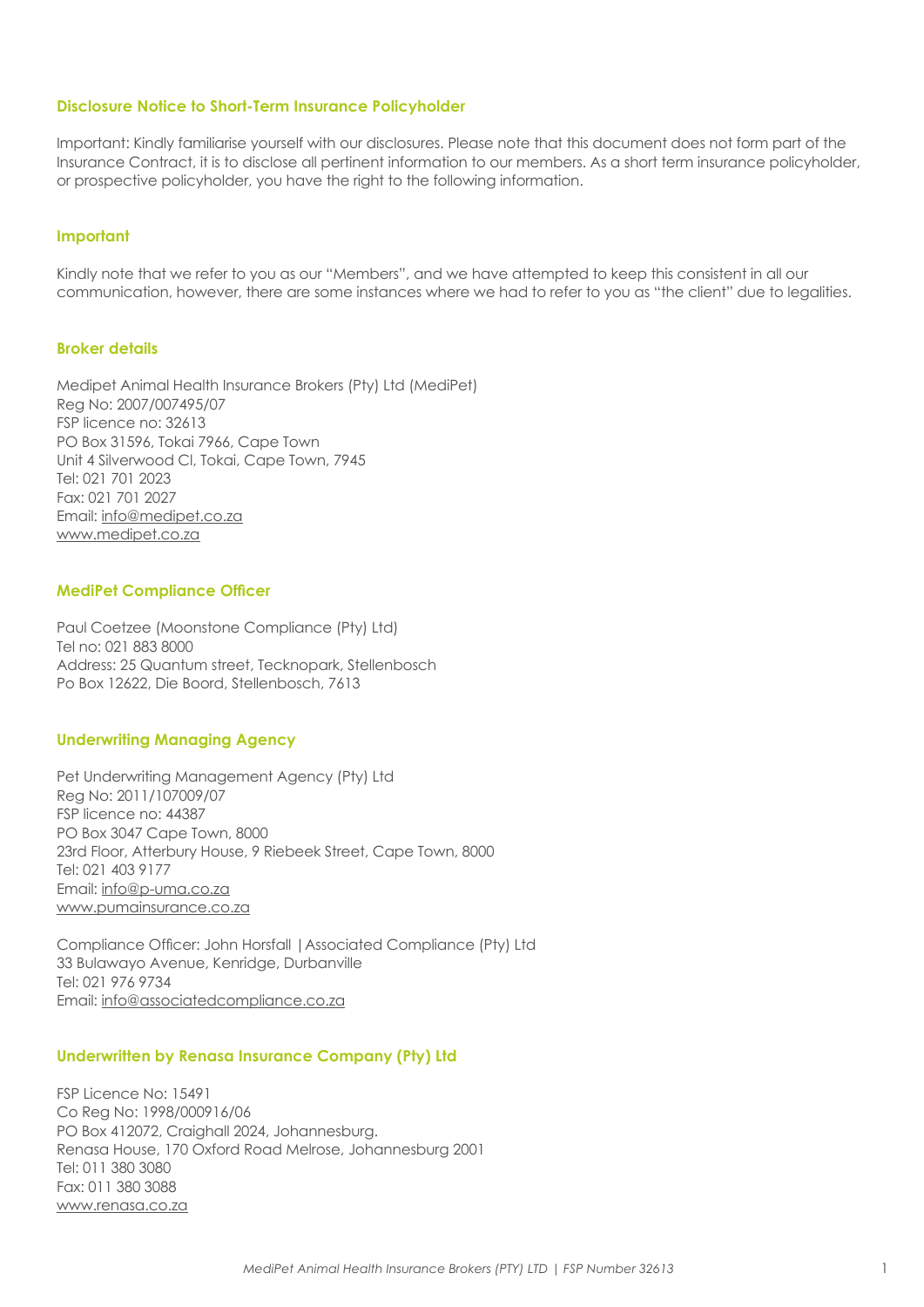## Disclosure Notice to Short-Term Insurance Policyholder

Important: Kindly familiarise yourself with our disclosures. Please note that this document does not form part of the Insurance Contract, it is to disclose all pertinent information to our members. As a short term insurance policyholder, or prospective policyholder, you have the right to the following information.

## Important

Kindly note that we refer to you as our "Members", and we have attempted to keep this consistent in all our communication, however, there are some instances where we had to refer to you as "the client" due to legalities.

## Broker details

Medipet Animal Health Insurance Brokers (Pty) Ltd (MediPet)
Reg No: 2007/007495/07
FSP licence no: 32613
PO Box 31596, Tokai 7966, Cape Town
Unit 4 Silverwood Cl, Tokai, Cape Town, 7945
Tel: 021 701 2023
Fax: 021 701 2027
Email: info@medipet.co.za
www.medipet.co.za

## MediPet Compliance Officer

Paul Coetzee (Moonstone Compliance (Pty) Ltd)
Tel no: 021 883 8000
Address: 25 Quantum street, Tecknopark, Stellenbosch
Po Box 12622, Die Boord, Stellenbosch, 7613

## Underwriting Managing Agency

Pet Underwriting Management Agency (Pty) Ltd
Reg No: 2011/107009/07
FSP licence no: 44387
PO Box 3047 Cape Town, 8000
23rd Floor, Atterbury House, 9 Riebeek Street, Cape Town, 8000
Tel: 021 403 9177
Email: info@p-uma.co.za
www.pumainsurance.co.za

Compliance Officer: John Horsfall | Associated Compliance (Pty) Ltd
33 Bulawayo Avenue, Kenridge, Durbanville
Tel: 021 976 9734
Email: info@associatedcompliance.co.za

## Underwritten by Renasa Insurance Company (Pty) Ltd

FSP Licence No: 15491
Co Reg No: 1998/000916/06
PO Box 412072, Craighall 2024, Johannesburg.
Renasa House, 170 Oxford Road Melrose, Johannesburg 2001
Tel: 011 380 3080
Fax: 011 380 3088
www.renasa.co.za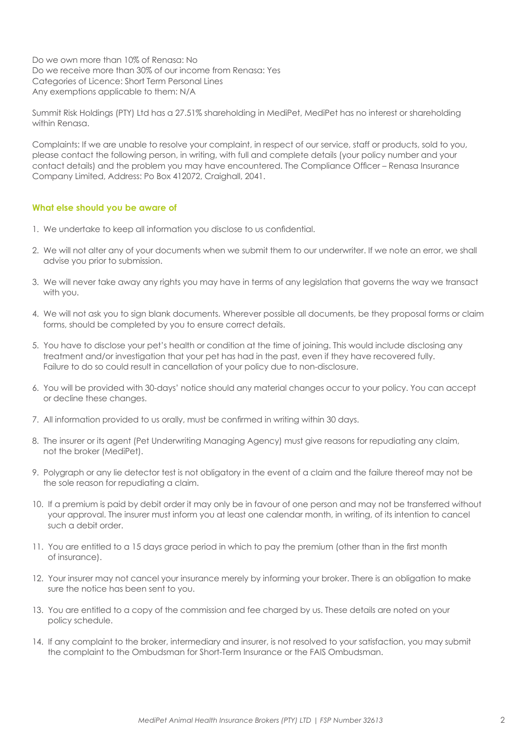Do we own more than 10% of Renasa: No
Do we receive more than 30% of our income from Renasa: Yes
Categories of Licence: Short Term Personal Lines
Any exemptions applicable to them: N/A

Summit Risk Holdings (PTY) Ltd has a 27.51% shareholding in MediPet, MediPet has no interest or shareholding within Renasa.

Complaints: If we are unable to resolve your complaint, in respect of our service, staff or products, sold to you, please contact the following person, in writing, with full and complete details (your policy number and your contact details) and the problem you may have encountered. The Compliance Officer – Renasa Insurance Company Limited, Address: Po Box 412072, Craighall, 2041.

### What else should you be aware of

1. We undertake to keep all information you disclose to us confidential.
2. We will not alter any of your documents when we submit them to our underwriter. If we note an error, we shall advise you prior to submission.
3. We will never take away any rights you may have in terms of any legislation that governs the way we transact with you.
4. We will not ask you to sign blank documents. Wherever possible all documents, be they proposal forms or claim forms, should be completed by you to ensure correct details.
5. You have to disclose your pet's health or condition at the time of joining. This would include disclosing any treatment and/or investigation that your pet has had in the past, even if they have recovered fully. Failure to do so could result in cancellation of your policy due to non-disclosure.
6. You will be provided with 30-days' notice should any material changes occur to your policy. You can accept or decline these changes.
7. All information provided to us orally, must be confirmed in writing within 30 days.
8. The insurer or its agent (Pet Underwriting Managing Agency) must give reasons for repudiating any claim, not the broker (MediPet).
9. Polygraph or any lie detector test is not obligatory in the event of a claim and the failure thereof may not be the sole reason for repudiating a claim.
10. If a premium is paid by debit order it may only be in favour of one person and may not be transferred without your approval. The insurer must inform you at least one calendar month, in writing, of its intention to cancel such a debit order.
11. You are entitled to a 15 days grace period in which to pay the premium (other than in the first month of insurance).
12. Your insurer may not cancel your insurance merely by informing your broker. There is an obligation to make sure the notice has been sent to you.
13. You are entitled to a copy of the commission and fee charged by us. These details are noted on your policy schedule.
14. If any complaint to the broker, intermediary and insurer, is not resolved to your satisfaction, you may submit the complaint to the Ombudsman for Short-Term Insurance or the FAIS Ombudsman.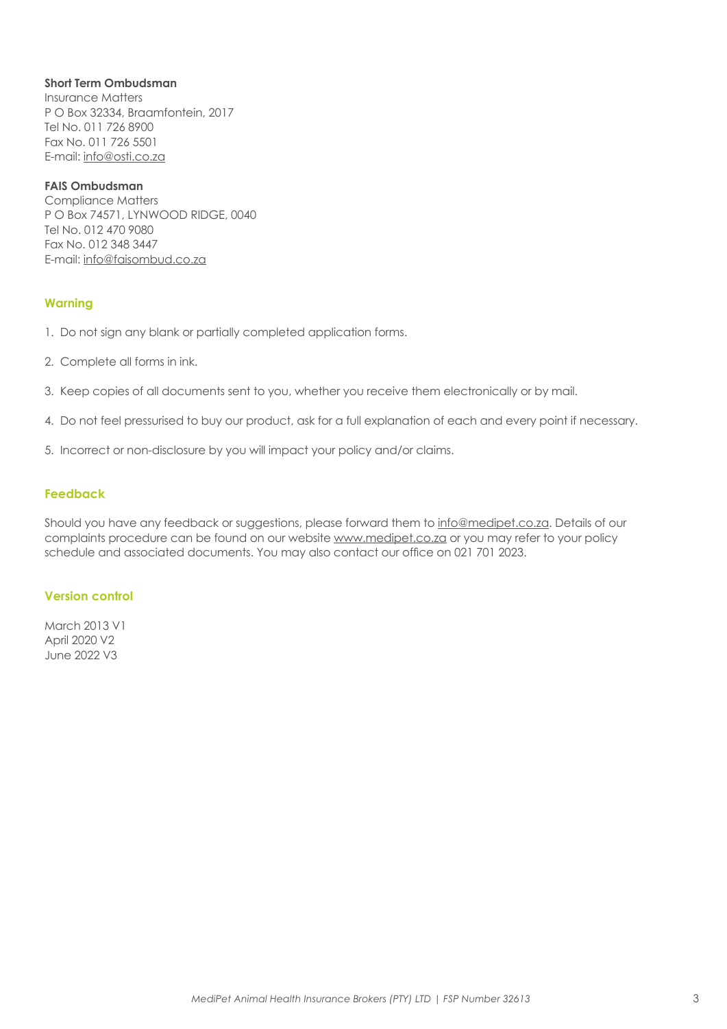**Short Term Ombudsman**
Insurance Matters
P O Box 32334, Braamfontein, 2017
Tel No. 011 726 8900
Fax No. 011 726 5501
E-mail: info@osti.co.za

**FAIS Ombudsman**
Compliance Matters
P O Box 74571, LYNWOOD RIDGE, 0040
Tel No. 012 470 9080
Fax No. 012 348 3447
E-mail: info@faisombud.co.za

## Warning

1. Do not sign any blank or partially completed application forms.
2. Complete all forms in ink.
3. Keep copies of all documents sent to you, whether you receive them electronically or by mail.
4. Do not feel pressurised to buy our product, ask for a full explanation of each and every point if necessary.
5. Incorrect or non-disclosure by you will impact your policy and/or claims.

## Feedback

Should you have any feedback or suggestions, please forward them to info@medipet.co.za. Details of our complaints procedure can be found on our website www.medipet.co.za or you may refer to your policy schedule and associated documents. You may also contact our office on 021 701 2023.

## Version control

March 2013 V1
April 2020 V2
June 2022 V3